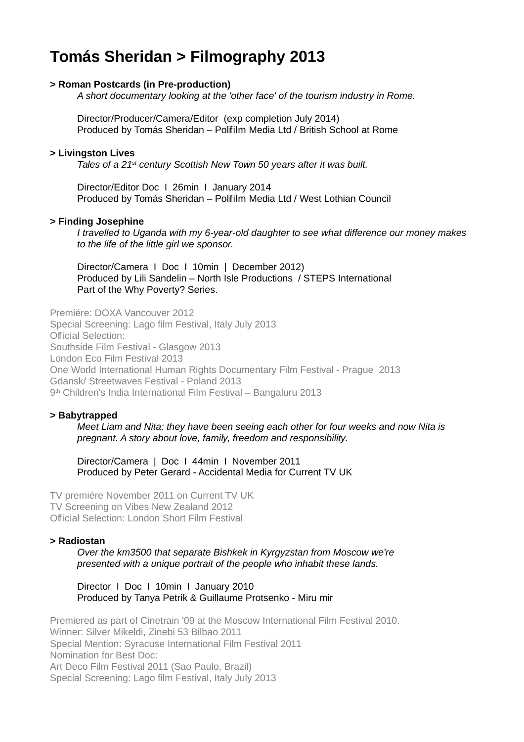# Tomás Sheridan > Filmography 2013

**> Roman Postcards (in Pre-production)**

*A short documentary looking at the 'other face' of the tourism industry in Rome.*

Director/Producer/Camera/Editor (exp completion July 2014)
Produced by Tomás Sheridan – Polifilm Media Ltd / British School at Rome

**> Livingston Lives**

*Tales of a 21st century Scottish New Town 50 years after it was built.*

Director/Editor Doc I 26min I January 2014
Produced by Tomás Sheridan – Polifilm Media Ltd / West Lothian Council

**> Finding Josephine**

*I travelled to Uganda with my 6-year-old daughter to see what difference our money makes to the life of the little girl we sponsor.*

Director/Camera I Doc I 10min | December 2012)
Produced by Lili Sandelin – North Isle Productions / STEPS International
Part of the Why Poverty? Series.

Premiére: DOXA Vancouver 2012
Special Screening: Lago film Festival, Italy July 2013
Official Selection:
Southside Film Festival - Glasgow 2013
London Eco Film Festival 2013
One World International Human Rights Documentary Film Festival - Prague 2013
Gdansk/ Streetwaves Festival - Poland 2013
9th Children's India International Film Festival – Bangaluru 2013

**> Babytrapped**

*Meet Liam and Nita: they have been seeing each other for four weeks and now Nita is pregnant. A story about love, family, freedom and responsibility.*

Director/Camera | Doc I 44min I November 2011
Produced by Peter Gerard - Accidental Media for Current TV UK

TV premiére November 2011 on Current TV UK
TV Screening on Vibes New Zealand 2012
Official Selection: London Short Film Festival

**> Radiostan**

*Over the km3500 that separate Bishkek in Kyrgyzstan from Moscow we're presented with a unique portrait of the people who inhabit these lands.*

Director I Doc I 10min I January 2010
Produced by Tanya Petrik & Guillaume Protsenko - Miru mir

Premiered as part of Cinetrain '09 at the Moscow International Film Festival 2010.
Winner: Silver Mikeldi, Zinebi 53 Bilbao 2011
Special Mention: Syracuse International Film Festival 2011
Nomination for Best Doc:
Art Deco Film Festival 2011 (Sao Paulo, Brazil)
Special Screening: Lago film Festival, Italy July 2013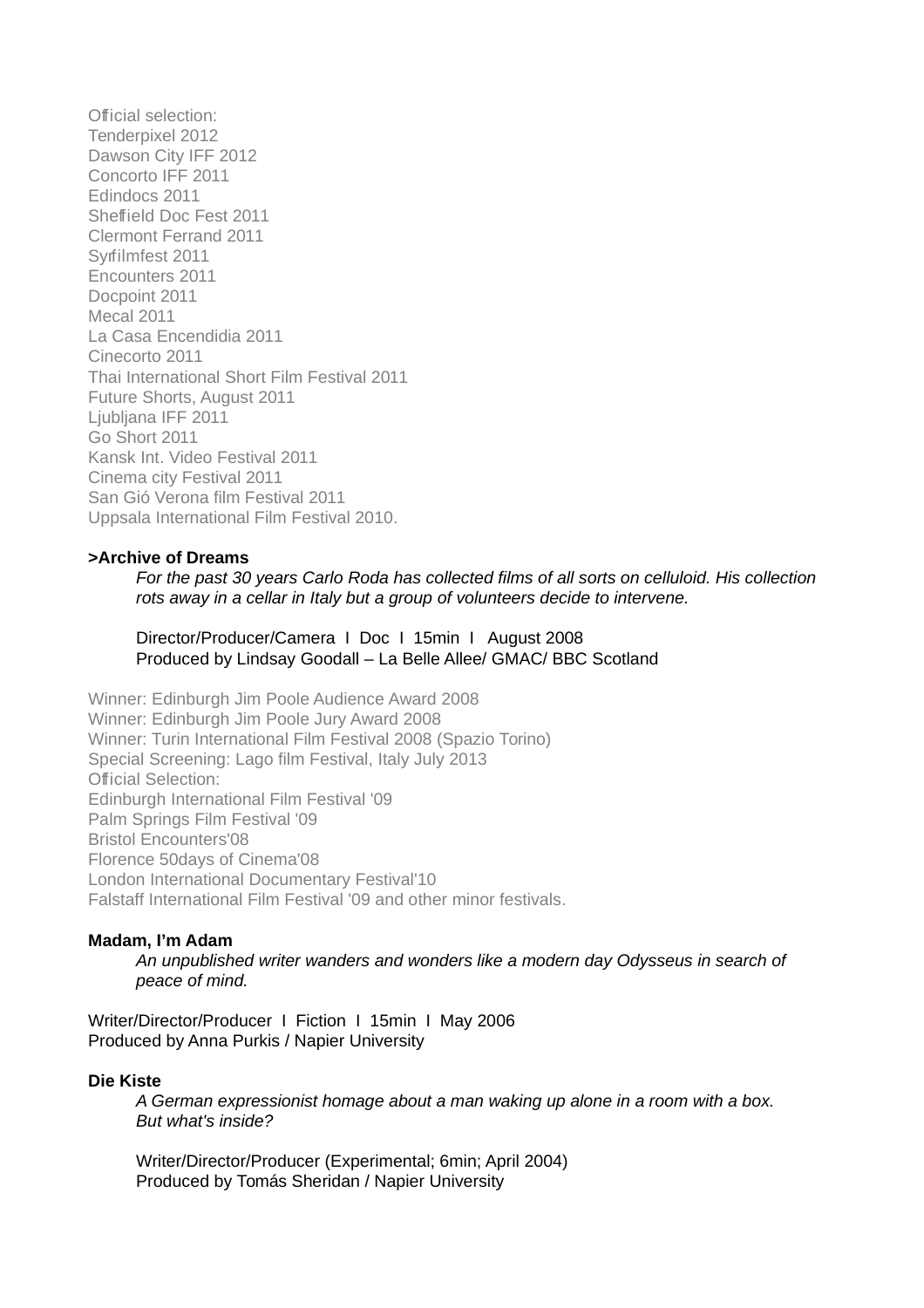Official selection:
Tenderpixel 2012
Dawson City IFF 2012
Concorto IFF 2011
Edindocs 2011
Sheffield Doc Fest 2011
Clermont Ferrand 2011
Syrfilmfest 2011
Encounters 2011
Docpoint 2011
Mecal 2011
La Casa Encendidia 2011
Cinecorto 2011
Thai International Short Film Festival 2011
Future Shorts, August 2011
Ljubljana IFF 2011
Go Short 2011
Kansk Int. Video Festival 2011
Cinema city Festival 2011
San Gió Verona film Festival 2011
Uppsala International Film Festival 2010.

**>Archive of Dreams**

*For the past 30 years Carlo Roda has collected films of all sorts on celluloid. His collection rots away in a cellar in Italy but a group of volunteers decide to intervene.*

Director/Producer/Camera I Doc I 15min I August 2008
Produced by Lindsay Goodall – La Belle Allee/ GMAC/ BBC Scotland

Winner: Edinburgh Jim Poole Audience Award 2008
Winner: Edinburgh Jim Poole Jury Award 2008
Winner: Turin International Film Festival 2008 (Spazio Torino)
Special Screening: Lago film Festival, Italy July 2013
Official Selection:
Edinburgh International Film Festival '09
Palm Springs Film Festival '09
Bristol Encounters'08
Florence 50days of Cinema'08
London International Documentary Festival'10
Falstaff International Film Festival '09 and other minor festivals.

**Madam, I'm Adam**

*An unpublished writer wanders and wonders like a modern day Odysseus in search of peace of mind.*

Writer/Director/Producer I Fiction I 15min I May 2006
Produced by Anna Purkis / Napier University

**Die Kiste**

*A German expressionist homage about a man waking up alone in a room with a box. But what's inside?*

Writer/Director/Producer (Experimental; 6min; April 2004)
Produced by Tomás Sheridan / Napier University